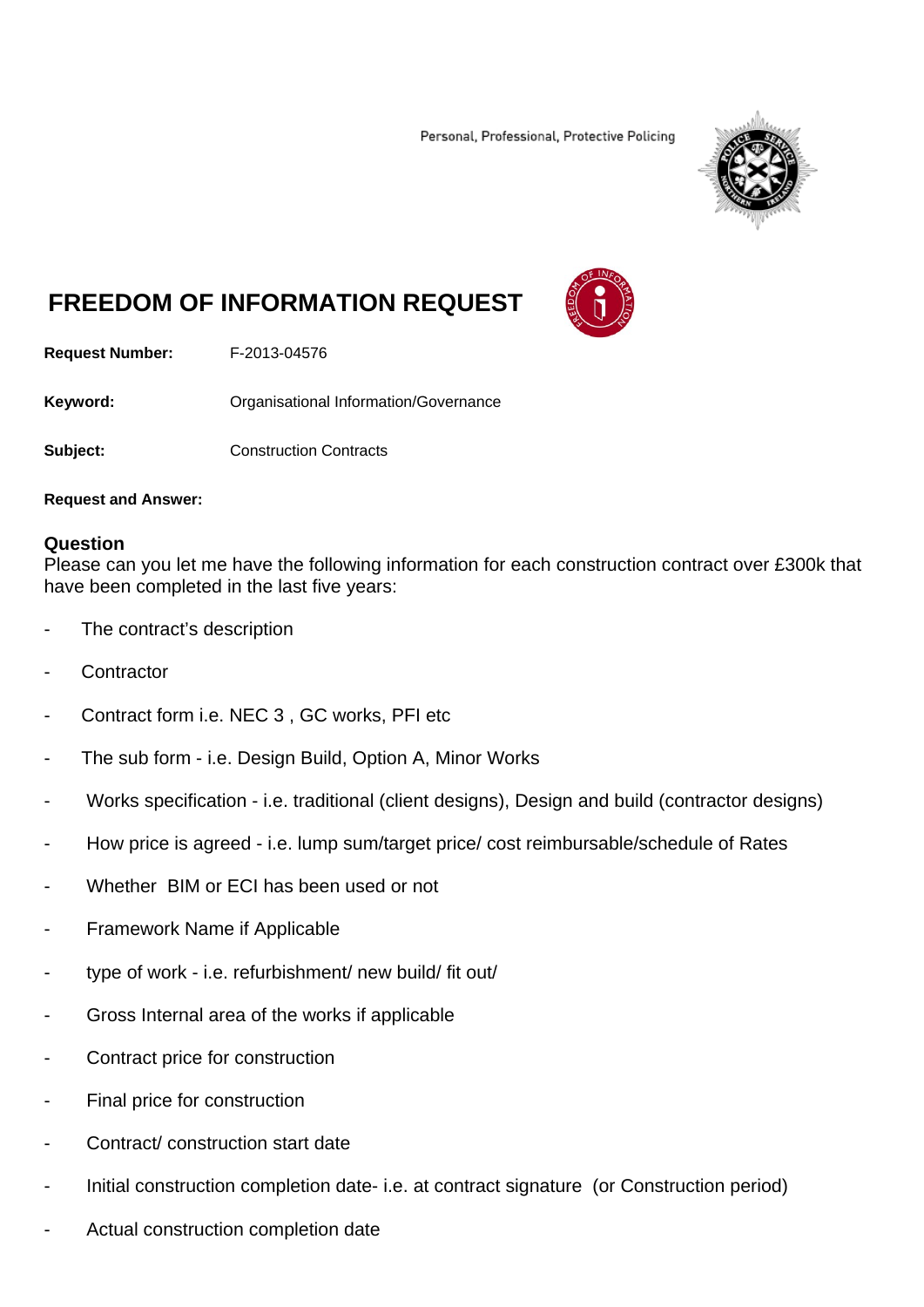Personal, Professional, Protective Policing

# FREEDOM OF INFORMATION REQUEST

**Request Number:** F-2013-04576

**Keyword:** Organisational Information/Governance

**Subject:** Construction Contracts

**Request and Answer:**

## Question

Please can you let me have the following information for each construction contract over £300k that have been completed in the last five years:

- The contract's description
- Contractor
- Contract form i.e. NEC 3 , GC works, PFI etc
- The sub form - i.e. Design Build, Option A, Minor Works
- Works specification - i.e. traditional (client designs), Design and build (contractor designs)
- How price is agreed - i.e. lump sum/target price/ cost reimbursable/schedule of Rates
- Whether BIM or ECI has been used or not
- Framework Name if Applicable
- type of work - i.e. refurbishment/ new build/ fit out/
- Gross Internal area of the works if applicable
- Contract price for construction
- Final price for construction
- Contract/ construction start date
- Initial construction completion date- i.e. at contract signature (or Construction period)
- Actual construction completion date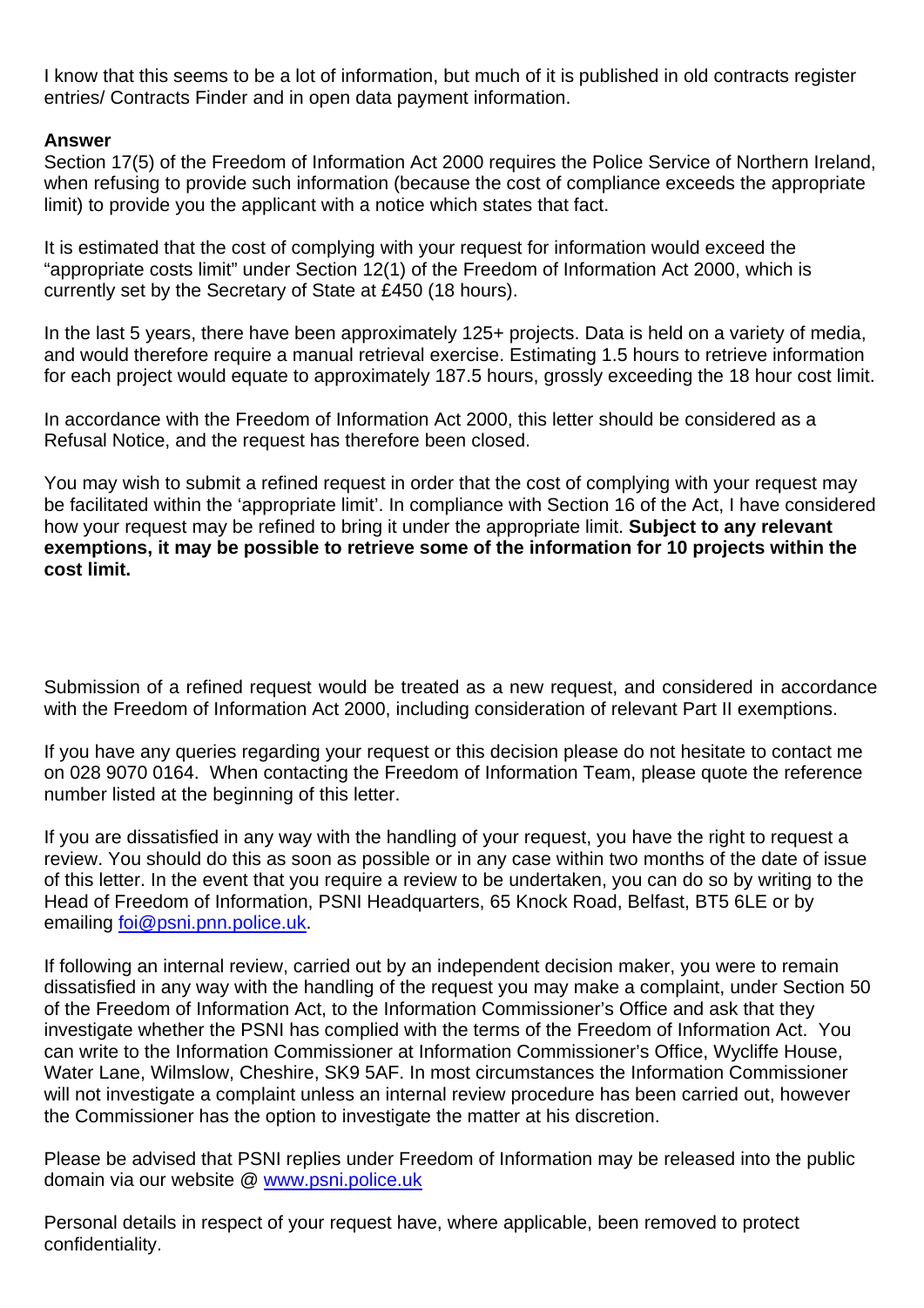I know that this seems to be a lot of information, but much of it is published in old contracts register entries/ Contracts Finder and in open data payment information.

**Answer**

Section 17(5) of the Freedom of Information Act 2000 requires the Police Service of Northern Ireland, when refusing to provide such information (because the cost of compliance exceeds the appropriate limit) to provide you the applicant with a notice which states that fact.

It is estimated that the cost of complying with your request for information would exceed the "appropriate costs limit" under Section 12(1) of the Freedom of Information Act 2000, which is currently set by the Secretary of State at £450 (18 hours).

In the last 5 years, there have been approximately 125+ projects. Data is held on a variety of media, and would therefore require a manual retrieval exercise. Estimating 1.5 hours to retrieve information for each project would equate to approximately 187.5 hours, grossly exceeding the 18 hour cost limit.

In accordance with the Freedom of Information Act 2000, this letter should be considered as a Refusal Notice, and the request has therefore been closed.

You may wish to submit a refined request in order that the cost of complying with your request may be facilitated within the 'appropriate limit'. In compliance with Section 16 of the Act, I have considered how your request may be refined to bring it under the appropriate limit. **Subject to any relevant exemptions, it may be possible to retrieve some of the information for 10 projects within the cost limit.**

Submission of a refined request would be treated as a new request, and considered in accordance with the Freedom of Information Act 2000, including consideration of relevant Part II exemptions.

If you have any queries regarding your request or this decision please do not hesitate to contact me on 028 9070 0164. When contacting the Freedom of Information Team, please quote the reference number listed at the beginning of this letter.

If you are dissatisfied in any way with the handling of your request, you have the right to request a review. You should do this as soon as possible or in any case within two months of the date of issue of this letter. In the event that you require a review to be undertaken, you can do so by writing to the Head of Freedom of Information, PSNI Headquarters, 65 Knock Road, Belfast, BT5 6LE or by emailing foi@psni.pnn.police.uk.

If following an internal review, carried out by an independent decision maker, you were to remain dissatisfied in any way with the handling of the request you may make a complaint, under Section 50 of the Freedom of Information Act, to the Information Commissioner's Office and ask that they investigate whether the PSNI has complied with the terms of the Freedom of Information Act. You can write to the Information Commissioner at Information Commissioner's Office, Wycliffe House, Water Lane, Wilmslow, Cheshire, SK9 5AF. In most circumstances the Information Commissioner will not investigate a complaint unless an internal review procedure has been carried out, however the Commissioner has the option to investigate the matter at his discretion.

Please be advised that PSNI replies under Freedom of Information may be released into the public domain via our website @ www.psni.police.uk

Personal details in respect of your request have, where applicable, been removed to protect confidentiality.